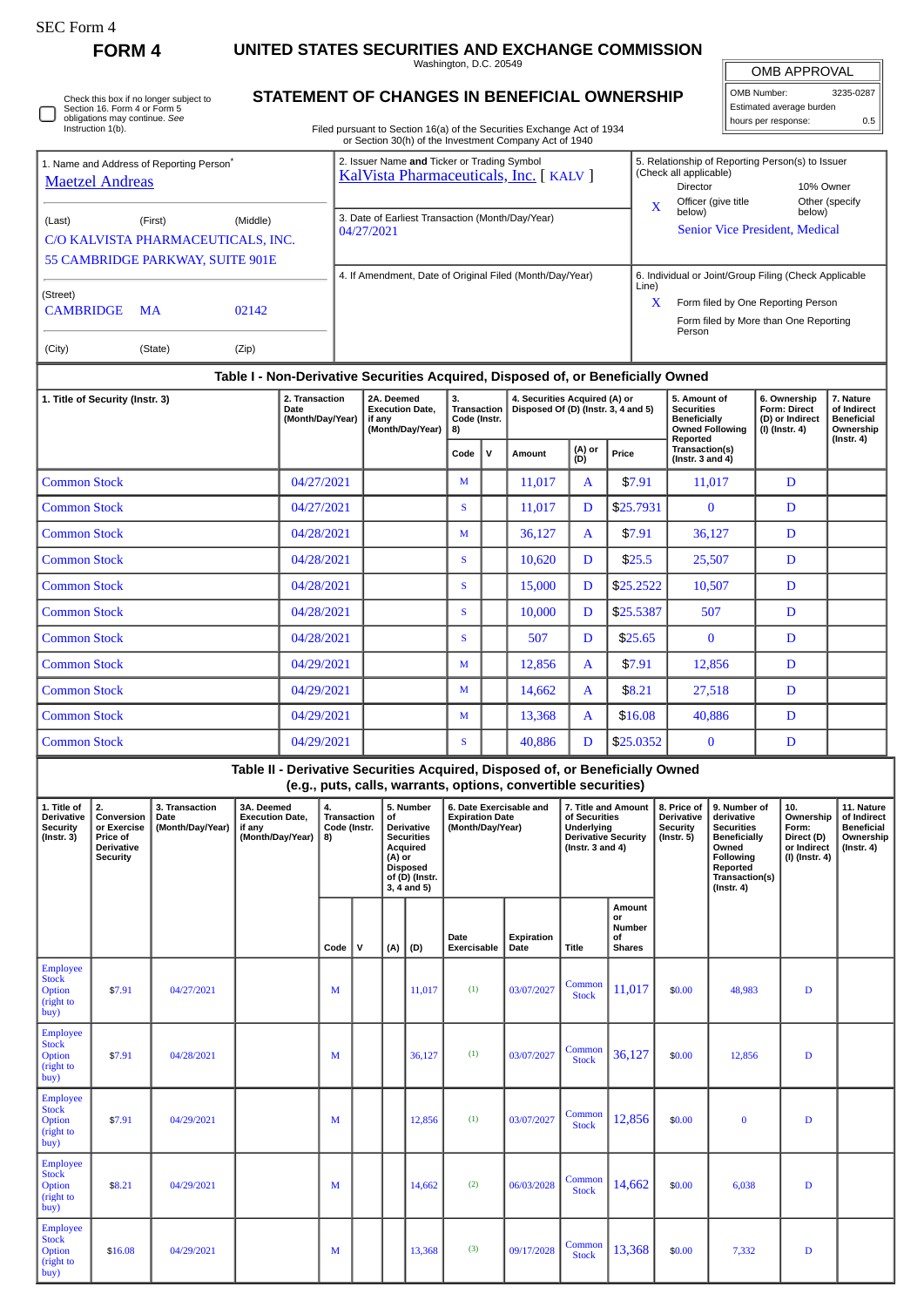SEC Form 4

**FORM 4**

# UNITED STATES SECURITIES AND EXCHANGE COMMISSION

Washington, D.C. 20549

## STATEMENT OF CHANGES IN BENEFICIAL OWNERSHIP

Filed pursuant to Section 16(a) of the Securities Exchange Act of 1934 or Section 30(h) of the Investment Company Act of 1940

| OMB APPROVAL | |
|---|---|
| OMB Number: | 3235-0287 |
| Estimated average burden | |
| hours per response: | 0.5 |

☐ Check this box if no longer subject to Section 16. Form 4 or Form 5 obligations may continue. *See* Instruction 1(b).

1. Name and Address of Reporting Person*
Maetzel Andreas

(Last) (First) (Middle)
C/O KALVISTA PHARMACEUTICALS, INC.
55 CAMBRIDGE PARKWAY, SUITE 901E

(Street)
CAMBRIDGE MA 02142

(City) (State) (Zip)

2. Issuer Name **and** Ticker or Trading Symbol
KalVista Pharmaceuticals, Inc. [ KALV ]

3. Date of Earliest Transaction (Month/Day/Year)
04/27/2021

4. If Amendment, Date of Original Filed (Month/Day/Year)

5. Relationship of Reporting Person(s) to Issuer (Check all applicable)
Director
10% Owner
X Officer (give title below)
Other (specify below)
Senior Vice President, Medical

6. Individual or Joint/Group Filing (Check Applicable Line)
X Form filed by One Reporting Person
Form filed by More than One Reporting Person

### Table I - Non-Derivative Securities Acquired, Disposed of, or Beneficially Owned

| 1. Title of Security (Instr. 3) | 2. Transaction Date (Month/Day/Year) | 2A. Deemed Execution Date, if any (Month/Day/Year) | 3. Transaction Code (Instr. 8) | | 4. Securities Acquired (A) or Disposed Of (D) (Instr. 3, 4 and 5) | | | 5. Amount of Securities Beneficially Owned Following Reported Transaction(s) (Instr. 3 and 4) | 6. Ownership Form: Direct (D) or Indirect (I) (Instr. 4) | 7. Nature of Indirect Beneficial Ownership (Instr. 4) |
|---|---|---|---|---|---|---|---|---|---|---|
| | | | Code | V | Amount | (A) or (D) | Price | | | |
| Common Stock | 04/27/2021 | | M | | 11,017 | A | $7.91 | 11,017 | D | |
| Common Stock | 04/27/2021 | | S | | 11,017 | D | $25.7931 | 0 | D | |
| Common Stock | 04/28/2021 | | M | | 36,127 | A | $7.91 | 36,127 | D | |
| Common Stock | 04/28/2021 | | S | | 10,620 | D | $25.5 | 25,507 | D | |
| Common Stock | 04/28/2021 | | S | | 15,000 | D | $25.2522 | 10,507 | D | |
| Common Stock | 04/28/2021 | | S | | 10,000 | D | $25.5387 | 507 | D | |
| Common Stock | 04/28/2021 | | S | | 507 | D | $25.65 | 0 | D | |
| Common Stock | 04/29/2021 | | M | | 12,856 | A | $7.91 | 12,856 | D | |
| Common Stock | 04/29/2021 | | M | | 14,662 | A | $8.21 | 27,518 | D | |
| Common Stock | 04/29/2021 | | M | | 13,368 | A | $16.08 | 40,886 | D | |
| Common Stock | 04/29/2021 | | S | | 40,886 | D | $25.0352 | 0 | D | |

### Table II - Derivative Securities Acquired, Disposed of, or Beneficially Owned (e.g., puts, calls, warrants, options, convertible securities)

| 1. Title of Derivative Security (Instr. 3) | 2. Conversion or Exercise Price of Derivative Security | 3. Transaction Date (Month/Day/Year) | 3A. Deemed Execution Date, if any (Month/Day/Year) | 4. Transaction Code (Instr. 8) | | 5. Number of Derivative Securities Acquired (A) or Disposed of (D) (Instr. 3, 4 and 5) | | 6. Date Exercisable and Expiration Date (Month/Day/Year) | | 7. Title and Amount of Securities Underlying Derivative Security (Instr. 3 and 4) | | 8. Price of Derivative Security (Instr. 5) | 9. Number of derivative Securities Beneficially Owned Following Reported Transaction(s) (Instr. 4) | 10. Ownership Form: Direct (D) or Indirect (I) (Instr. 4) | 11. Nature of Indirect Beneficial Ownership (Instr. 4) |
|---|---|---|---|---|---|---|---|---|---|---|---|---|---|---|---|
| | | | | Code | V | (A) | (D) | Date Exercisable | Expiration Date | Title | Amount or Number of Shares | | | | |
| Employee Stock Option (right to buy) | $7.91 | 04/27/2021 | | M | | | 11,017 | (1) | 03/07/2027 | Common Stock | 11,017 | $0.00 | 48,983 | D | |
| Employee Stock Option (right to buy) | $7.91 | 04/28/2021 | | M | | | 36,127 | (1) | 03/07/2027 | Common Stock | 36,127 | $0.00 | 12,856 | D | |
| Employee Stock Option (right to buy) | $7.91 | 04/29/2021 | | M | | | 12,856 | (1) | 03/07/2027 | Common Stock | 12,856 | $0.00 | 0 | D | |
| Employee Stock Option (right to buy) | $8.21 | 04/29/2021 | | M | | | 14,662 | (2) | 06/03/2028 | Common Stock | 14,662 | $0.00 | 6,038 | D | |
| Employee Stock Option (right to buy) | $16.08 | 04/29/2021 | | M | | | 13,368 | (3) | 09/17/2028 | Common Stock | 13,368 | $0.00 | 7,332 | D | |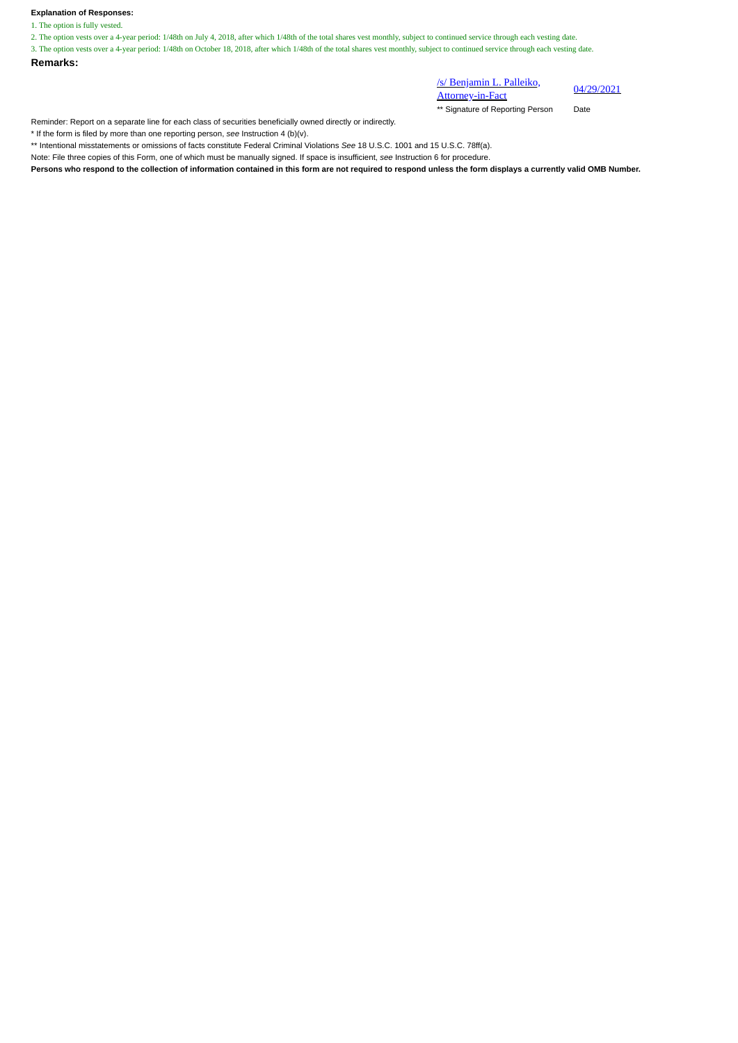**Explanation of Responses:**

1. The option is fully vested.

2. The option vests over a 4-year period: 1/48th on July 4, 2018, after which 1/48th of the total shares vest monthly, subject to continued service through each vesting date.

3. The option vests over a 4-year period: 1/48th on October 18, 2018, after which 1/48th of the total shares vest monthly, subject to continued service through each vesting date.

**Remarks:**

| | |
|---|---|
| /s/ Benjamin L. Palleiko, Attorney-in-Fact | 04/29/2021 |
| ** Signature of Reporting Person | Date |

Reminder: Report on a separate line for each class of securities beneficially owned directly or indirectly.

* If the form is filed by more than one reporting person, *see* Instruction 4 (b)(v).

** Intentional misstatements or omissions of facts constitute Federal Criminal Violations *See* 18 U.S.C. 1001 and 15 U.S.C. 78ff(a).

Note: File three copies of this Form, one of which must be manually signed. If space is insufficient, *see* Instruction 6 for procedure.

**Persons who respond to the collection of information contained in this form are not required to respond unless the form displays a currently valid OMB Number.**